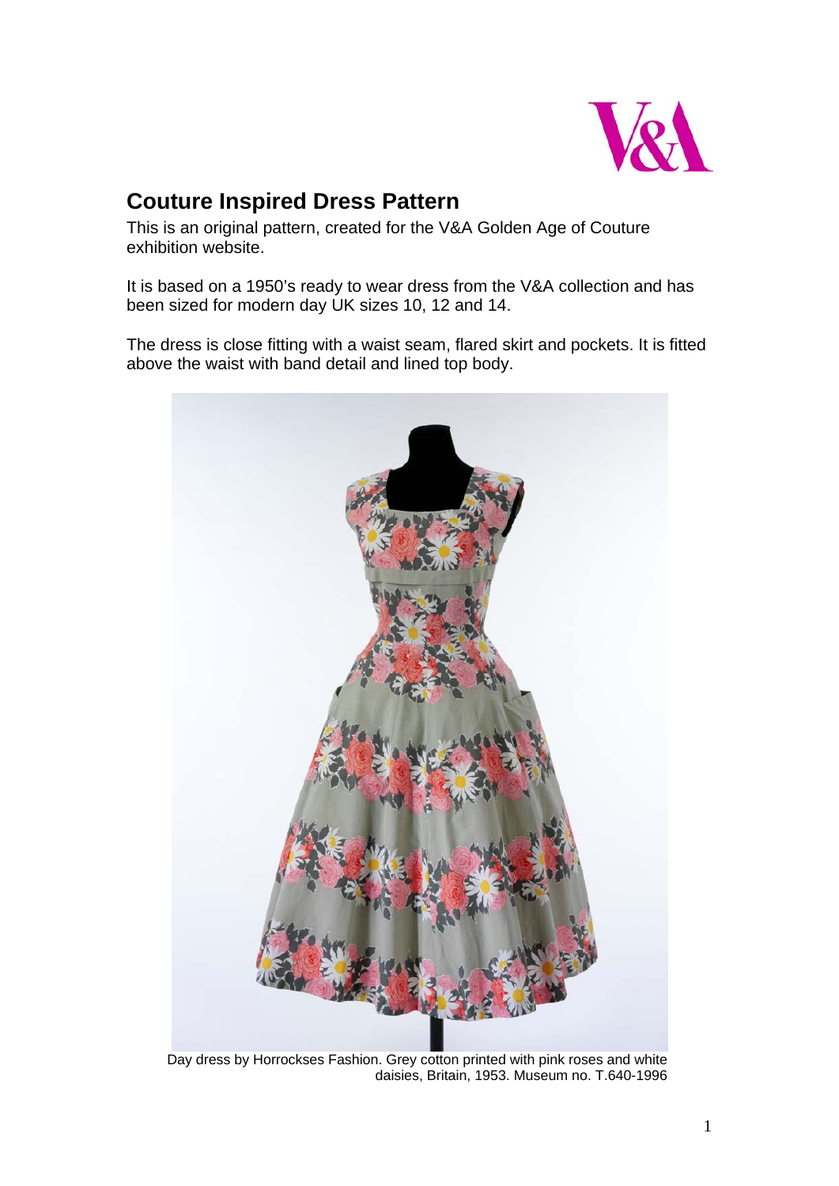# Couture Inspired Dress Pattern

This is an original pattern, created for the V&A Golden Age of Couture exhibition website.

It is based on a 1950's ready to wear dress from the V&A collection and has been sized for modern day UK sizes 10, 12 and 14.

The dress is close fitting with a waist seam, flared skirt and pockets. It is fitted above the waist with band detail and lined top body.

Day dress by Horrockses Fashion. Grey cotton printed with pink roses and white daisies, Britain, 1953. Museum no. T.640-1996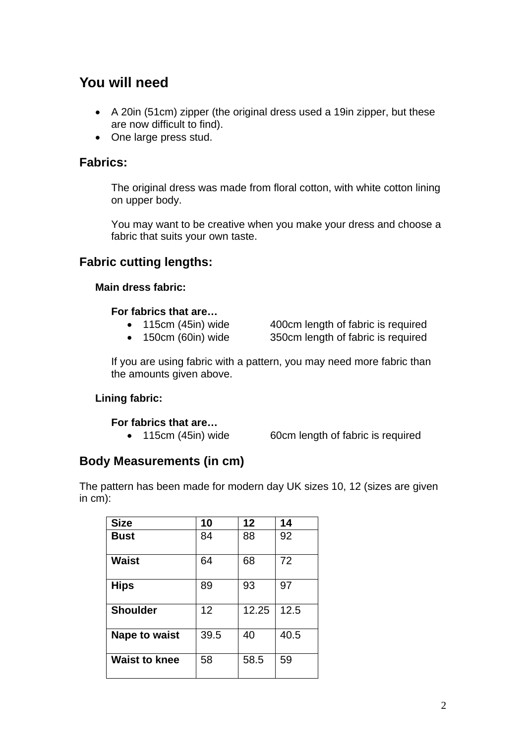## You will need

- A 20in (51cm) zipper (the original dress used a 19in zipper, but these are now difficult to find).
- One large press stud.

### Fabrics:

The original dress was made from floral cotton, with white cotton lining on upper body.

You may want to be creative when you make your dress and choose a fabric that suits your own taste.

### Fabric cutting lengths:

**Main dress fabric:**

**For fabrics that are…**

- 115cm (45in) wide — 400cm length of fabric is required
- 150cm (60in) wide — 350cm length of fabric is required

If you are using fabric with a pattern, you may need more fabric than the amounts given above.

**Lining fabric:**

**For fabrics that are…**

- 115cm (45in) wide — 60cm length of fabric is required

### Body Measurements (in cm)

The pattern has been made for modern day UK sizes 10, 12 (sizes are given in cm):

| Size | 10 | 12 | 14 |
| --- | --- | --- | --- |
| **Bust** | 84 | 88 | 92 |
| **Waist** | 64 | 68 | 72 |
| **Hips** | 89 | 93 | 97 |
| **Shoulder** | 12 | 12.25 | 12.5 |
| **Nape to waist** | 39.5 | 40 | 40.5 |
| **Waist to knee** | 58 | 58.5 | 59 |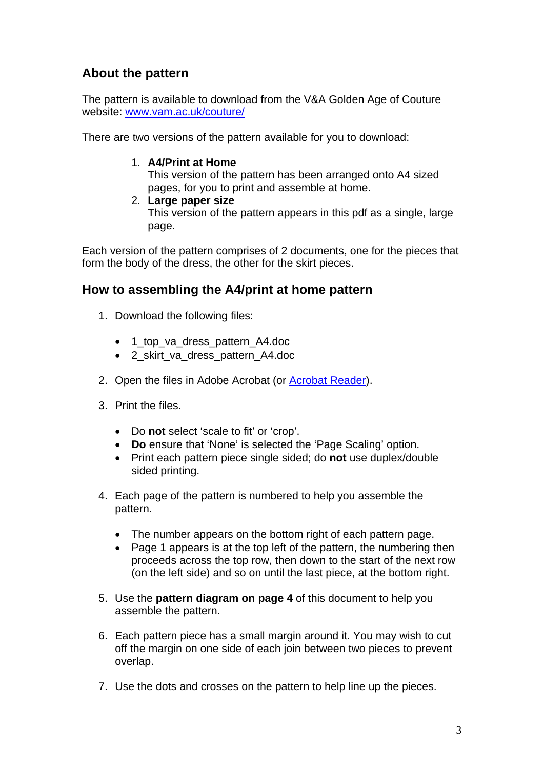## About the pattern

The pattern is available to download from the V&A Golden Age of Couture website: [www.vam.ac.uk/couture/](www.vam.ac.uk/couture/)

There are two versions of the pattern available for you to download:

1. **A4/Print at Home**
   This version of the pattern has been arranged onto A4 sized pages, for you to print and assemble at home.
2. **Large paper size**
   This version of the pattern appears in this pdf as a single, large page.

Each version of the pattern comprises of 2 documents, one for the pieces that form the body of the dress, the other for the skirt pieces.

## How to assembling the A4/print at home pattern

1. Download the following files:

   - 1_top_va_dress_pattern_A4.doc
   - 2_skirt_va_dress_pattern_A4.doc

2. Open the files in Adobe Acrobat (or Acrobat Reader).

3. Print the files.

   - Do **not** select 'scale to fit' or 'crop'.
   - **Do** ensure that 'None' is selected the 'Page Scaling' option.
   - Print each pattern piece single sided; do **not** use duplex/double sided printing.

4. Each page of the pattern is numbered to help you assemble the pattern.

   - The number appears on the bottom right of each pattern page.
   - Page 1 appears is at the top left of the pattern, the numbering then proceeds across the top row, then down to the start of the next row (on the left side) and so on until the last piece, at the bottom right.

5. Use the **pattern diagram on page 4** of this document to help you assemble the pattern.

6. Each pattern piece has a small margin around it. You may wish to cut off the margin on one side of each join between two pieces to prevent overlap.

7. Use the dots and crosses on the pattern to help line up the pieces.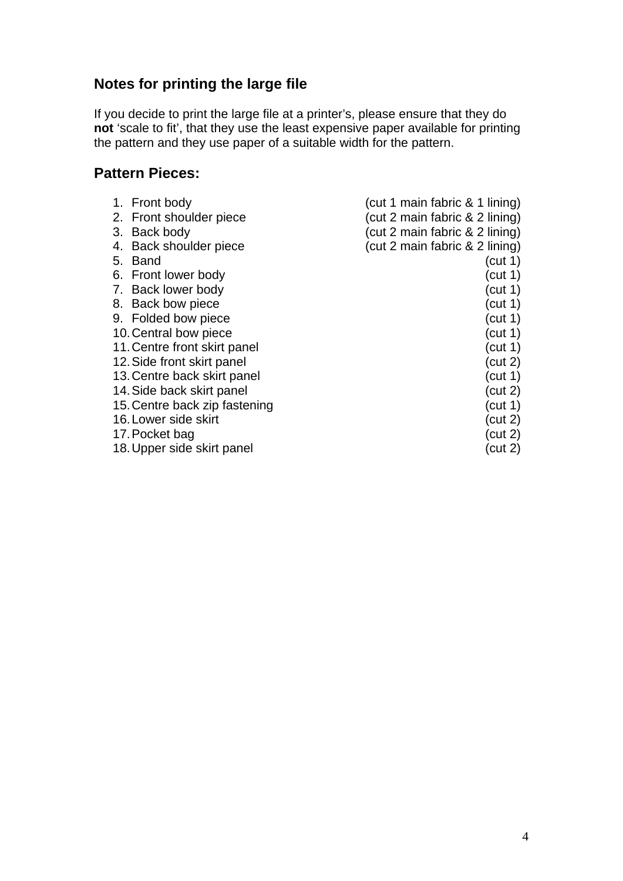## Notes for printing the large file

If you decide to print the large file at a printer's, please ensure that they do **not** 'scale to fit', that they use the least expensive paper available for printing the pattern and they use paper of a suitable width for the pattern.

## Pattern Pieces:

1. Front body (cut 1 main fabric & 1 lining)
2. Front shoulder piece (cut 2 main fabric & 2 lining)
3. Back body (cut 2 main fabric & 2 lining)
4. Back shoulder piece (cut 2 main fabric & 2 lining)
5. Band (cut 1)
6. Front lower body (cut 1)
7. Back lower body (cut 1)
8. Back bow piece (cut 1)
9. Folded bow piece (cut 1)
10. Central bow piece (cut 1)
11. Centre front skirt panel (cut 1)
12. Side front skirt panel (cut 2)
13. Centre back skirt panel (cut 1)
14. Side back skirt panel (cut 2)
15. Centre back zip fastening (cut 1)
16. Lower side skirt (cut 2)
17. Pocket bag (cut 2)
18. Upper side skirt panel (cut 2)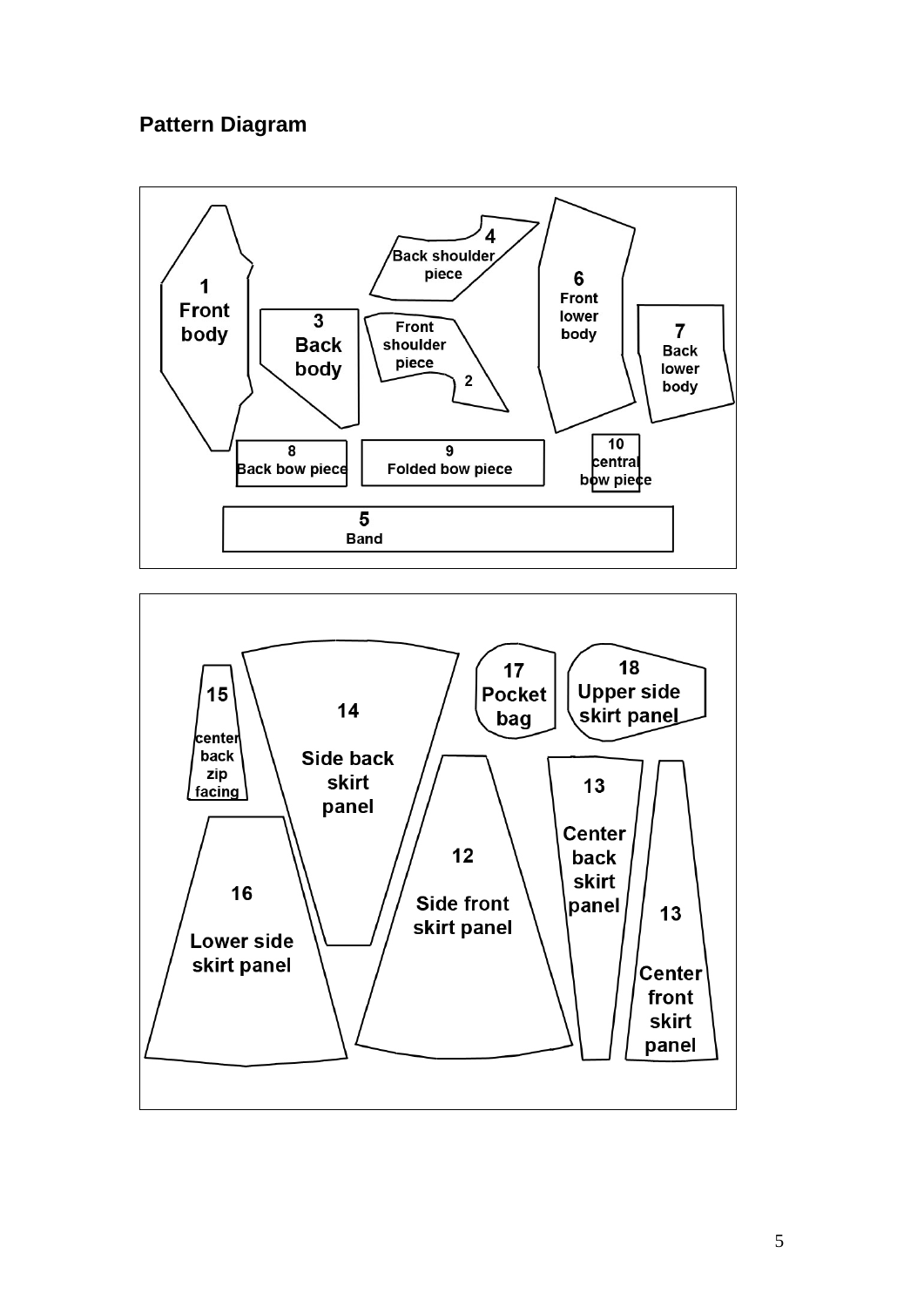## Pattern Diagram

1 Front body

3 Back body

4 Back shoulder piece

Front shoulder piece 2

6 Front lower body

7 Back lower body

8 Back bow piece

9 Folded bow piece

10 central bow piece

5 Band

15 center back zip facing

14 Side back skirt panel

17 Pocket bag

18 Upper side skirt panel

16 Lower side skirt panel

12 Side front skirt panel

13 Center back skirt panel

13 Center front skirt panel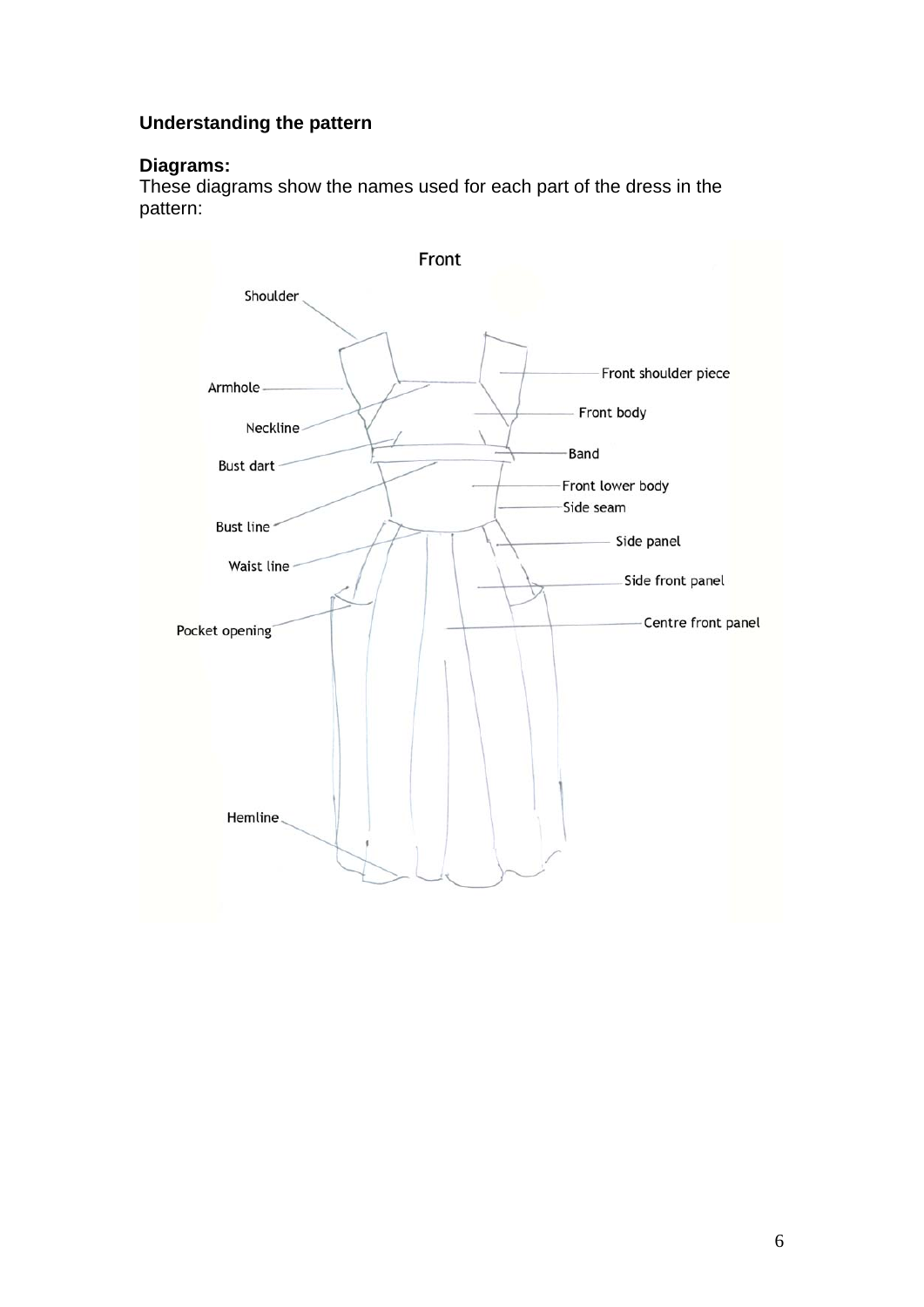**Understanding the pattern**

**Diagrams:**
These diagrams show the names used for each part of the dress in the pattern:

Front

Shoulder

Front shoulder piece

Armhole

Front body

Neckline

Band

Bust dart

Front lower body

Side seam

Bust line

Side panel

Waist line

Side front panel

Pocket opening

Centre front panel

Hemline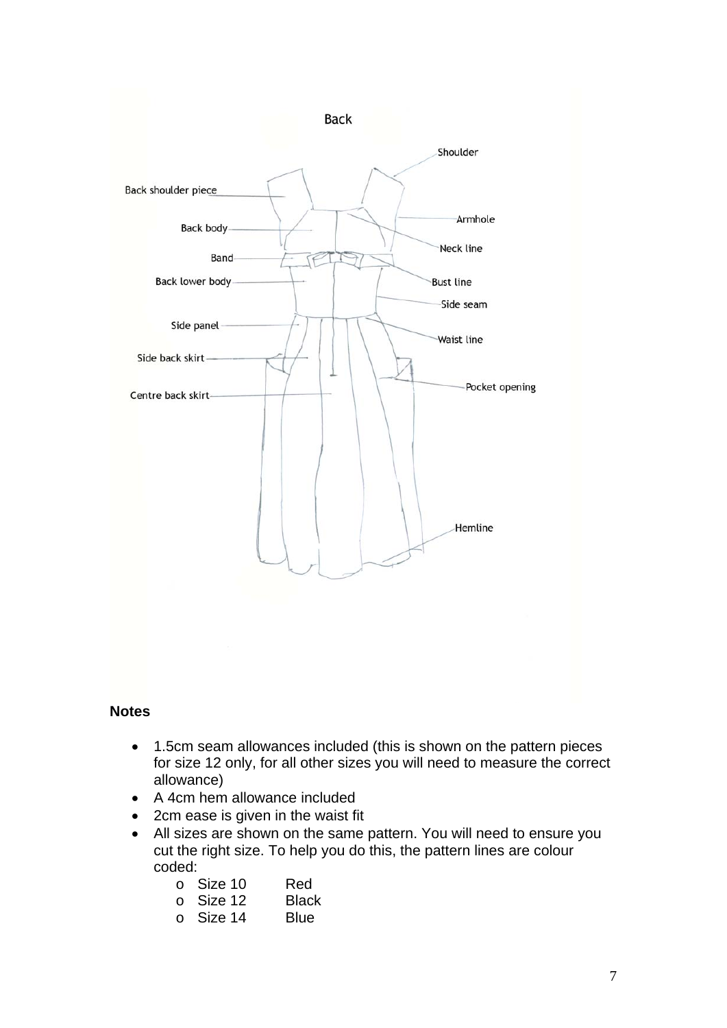Back

Shoulder

Back shoulder piece

Armhole

Back body

Neck line

Band

Back lower body

Bust line

Side seam

Side panel

Waist line

Side back skirt

Pocket opening

Centre back skirt

Hemline

**Notes**

- 1.5cm seam allowances included (this is shown on the pattern pieces for size 12 only, for all other sizes you will need to measure the correct allowance)
- A 4cm hem allowance included
- 2cm ease is given in the waist fit
- All sizes are shown on the same pattern. You will need to ensure you cut the right size. To help you do this, the pattern lines are colour coded:
  - Size 10 Red
  - Size 12 Black
  - Size 14 Blue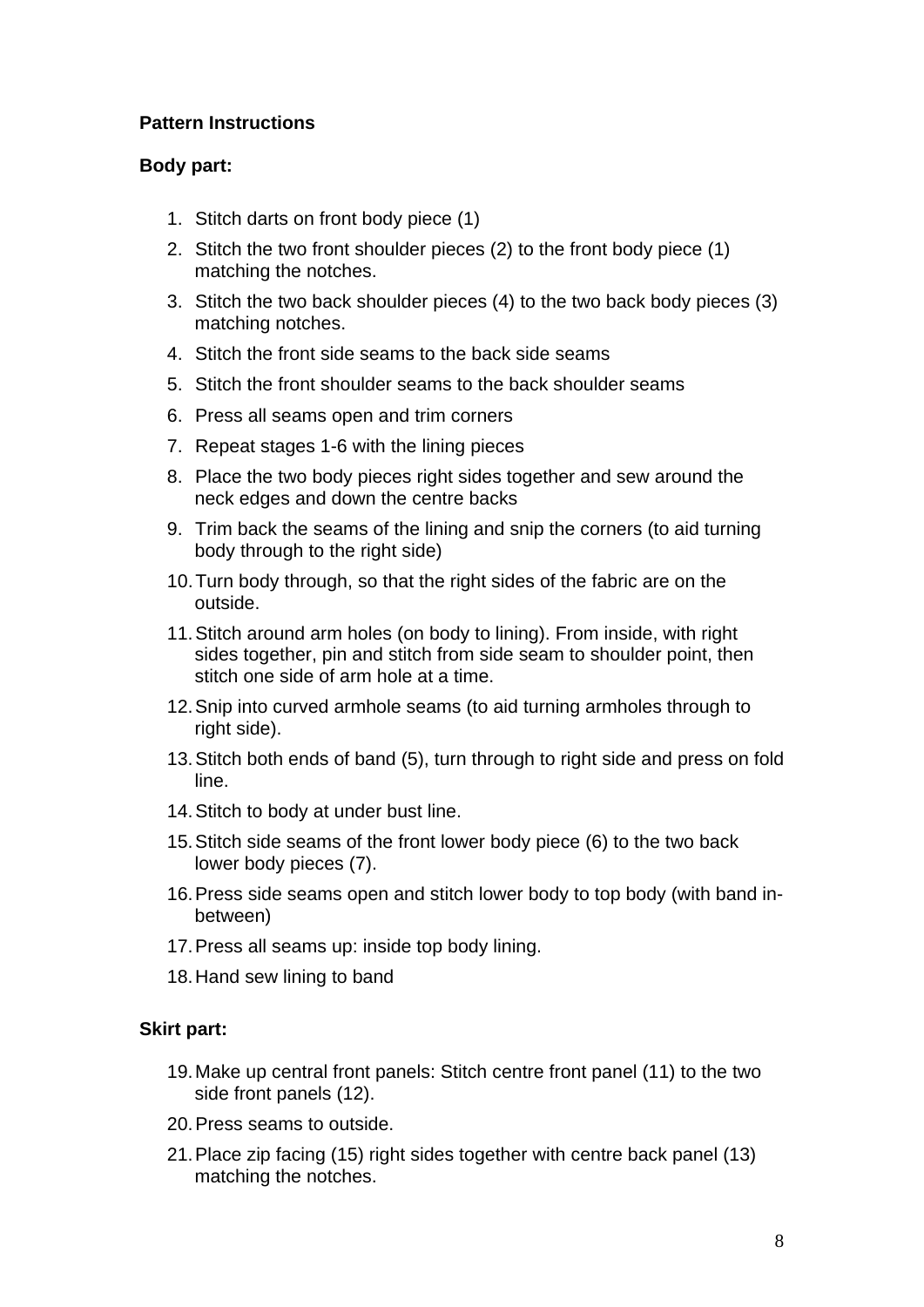**Pattern Instructions**

**Body part:**

1. Stitch darts on front body piece (1)
2. Stitch the two front shoulder pieces (2) to the front body piece (1) matching the notches.
3. Stitch the two back shoulder pieces (4) to the two back body pieces (3) matching notches.
4. Stitch the front side seams to the back side seams
5. Stitch the front shoulder seams to the back shoulder seams
6. Press all seams open and trim corners
7. Repeat stages 1-6 with the lining pieces
8. Place the two body pieces right sides together and sew around the neck edges and down the centre backs
9. Trim back the seams of the lining and snip the corners (to aid turning body through to the right side)
10. Turn body through, so that the right sides of the fabric are on the outside.
11. Stitch around arm holes (on body to lining). From inside, with right sides together, pin and stitch from side seam to shoulder point, then stitch one side of arm hole at a time.
12. Snip into curved armhole seams (to aid turning armholes through to right side).
13. Stitch both ends of band (5), turn through to right side and press on fold line.
14. Stitch to body at under bust line.
15. Stitch side seams of the front lower body piece (6) to the two back lower body pieces (7).
16. Press side seams open and stitch lower body to top body (with band in-between)
17. Press all seams up: inside top body lining.
18. Hand sew lining to band

**Skirt part:**

19. Make up central front panels: Stitch centre front panel (11) to the two side front panels (12).
20. Press seams to outside.
21. Place zip facing (15) right sides together with centre back panel (13) matching the notches.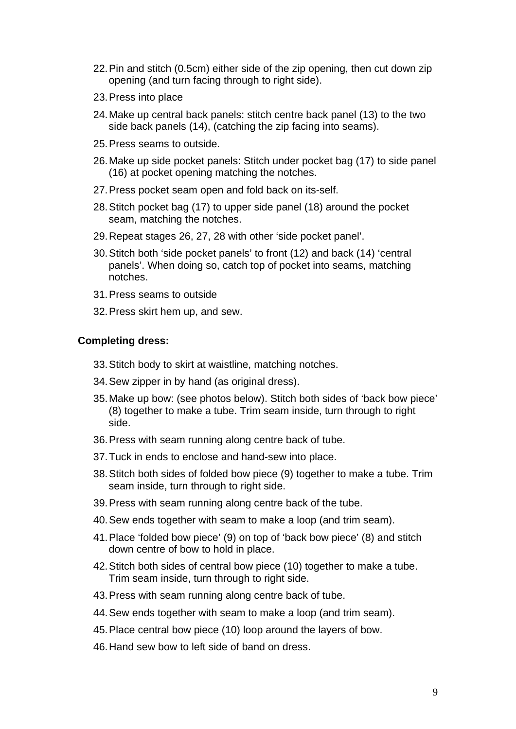22. Pin and stitch (0.5cm) either side of the zip opening, then cut down zip opening (and turn facing through to right side).
23. Press into place
24. Make up central back panels: stitch centre back panel (13) to the two side back panels (14), (catching the zip facing into seams).
25. Press seams to outside.
26. Make up side pocket panels: Stitch under pocket bag (17) to side panel (16) at pocket opening matching the notches.
27. Press pocket seam open and fold back on its-self.
28. Stitch pocket bag (17) to upper side panel (18) around the pocket seam, matching the notches.
29. Repeat stages 26, 27, 28 with other 'side pocket panel'.
30. Stitch both 'side pocket panels' to front (12) and back (14) 'central panels'. When doing so, catch top of pocket into seams, matching notches.
31. Press seams to outside
32. Press skirt hem up, and sew.

**Completing dress:**

33. Stitch body to skirt at waistline, matching notches.
34. Sew zipper in by hand (as original dress).
35. Make up bow: (see photos below). Stitch both sides of 'back bow piece' (8) together to make a tube. Trim seam inside, turn through to right side.
36. Press with seam running along centre back of tube.
37. Tuck in ends to enclose and hand-sew into place.
38. Stitch both sides of folded bow piece (9) together to make a tube. Trim seam inside, turn through to right side.
39. Press with seam running along centre back of the tube.
40. Sew ends together with seam to make a loop (and trim seam).
41. Place 'folded bow piece' (9) on top of 'back bow piece' (8) and stitch down centre of bow to hold in place.
42. Stitch both sides of central bow piece (10) together to make a tube. Trim seam inside, turn through to right side.
43. Press with seam running along centre back of tube.
44. Sew ends together with seam to make a loop (and trim seam).
45. Place central bow piece (10) loop around the layers of bow.
46. Hand sew bow to left side of band on dress.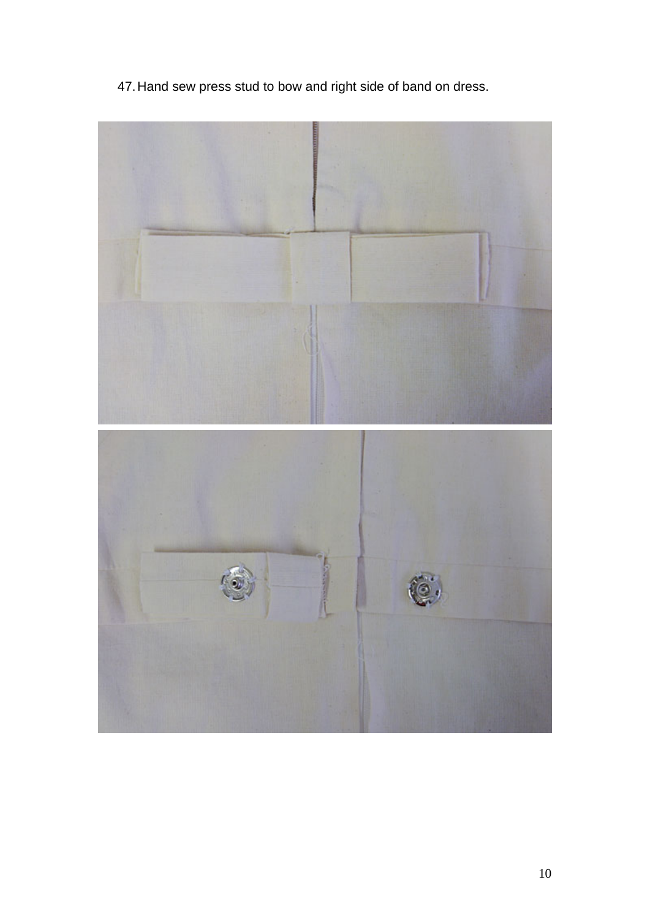47. Hand sew press stud to bow and right side of band on dress.